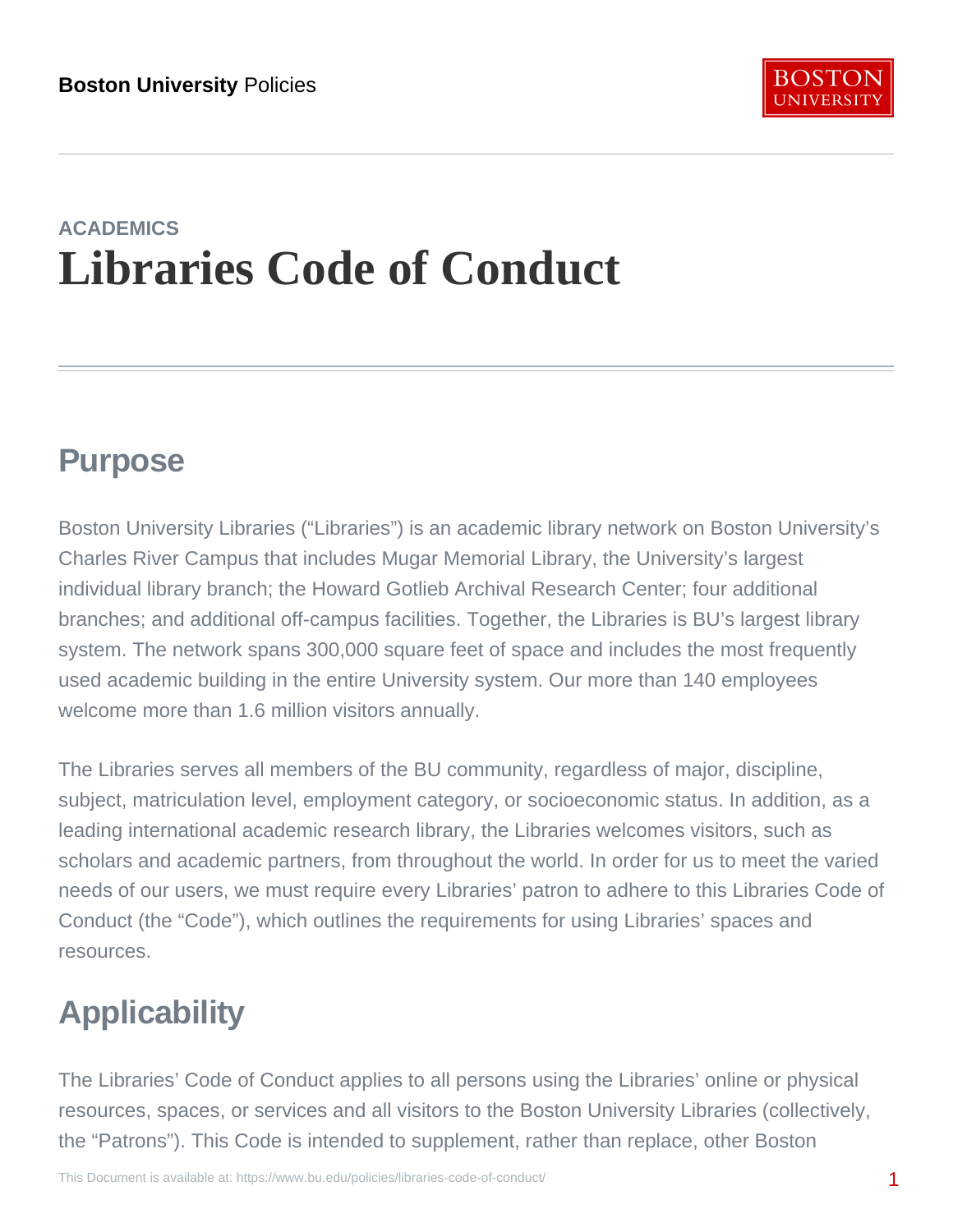ACADEMICS

# Libraries Code of Conduct

## Purpose

Boston University Libraries ("Libraries") is an academic library network on Boston University's Charles River Campus that includes Mugar Memorial Library, the University's largest individual library branch; the Howard Gotlieb Archival Research Center; four additional branches; and additional off-campus facilities. Together, the Libraries is BU's largest library system. The network spans 300,000 square feet of space and includes the most frequently used academic building in the entire University system. Our more than 140 employees welcome more than 1.6 million visitors annually.

The Libraries serves all members of the BU community, regardless of major, discipline, subject, matriculation level, employment category, or socioeconomic status. In addition, as a leading international academic research library, the Libraries welcomes visitors, such as scholars and academic partners, from throughout the world. In order for us to meet the varied needs of our users, we must require every Libraries' patron to adhere to this Libraries Code of Conduct (the "Code"), which outlines the requirements for using Libraries' spaces and resources.

## Applicability

The Libraries' Code of Conduct applies to all persons using the Libraries' online or physical resources, spaces, or services and all visitors to the Boston University Libraries (collectively, the "Patrons"). This Code is intended to supplement, rather than replace, other Boston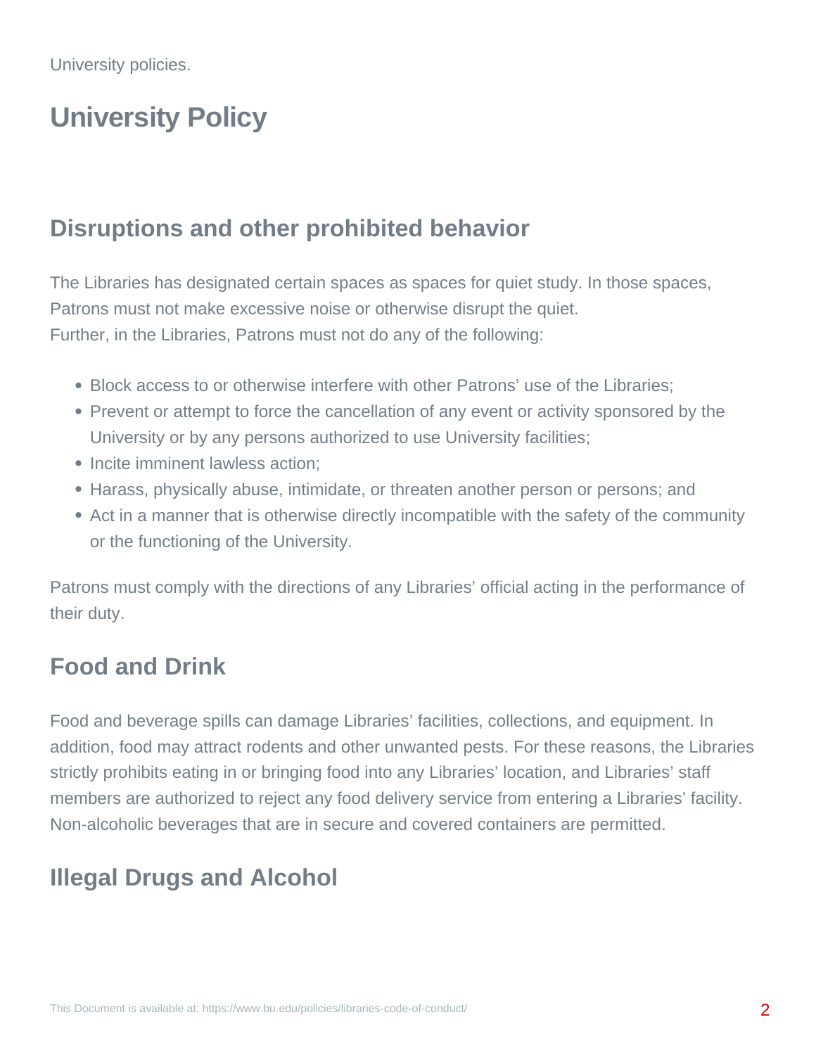University policies.

# University Policy

## Disruptions and other prohibited behavior

The Libraries has designated certain spaces as spaces for quiet study. In those spaces, Patrons must not make excessive noise or otherwise disrupt the quiet.
Further, in the Libraries, Patrons must not do any of the following:

- Block access to or otherwise interfere with other Patrons' use of the Libraries;
- Prevent or attempt to force the cancellation of any event or activity sponsored by the University or by any persons authorized to use University facilities;
- Incite imminent lawless action;
- Harass, physically abuse, intimidate, or threaten another person or persons; and
- Act in a manner that is otherwise directly incompatible with the safety of the community or the functioning of the University.

Patrons must comply with the directions of any Libraries' official acting in the performance of their duty.

## Food and Drink

Food and beverage spills can damage Libraries' facilities, collections, and equipment. In addition, food may attract rodents and other unwanted pests. For these reasons, the Libraries strictly prohibits eating in or bringing food into any Libraries' location, and Libraries' staff members are authorized to reject any food delivery service from entering a Libraries' facility. Non-alcoholic beverages that are in secure and covered containers are permitted.

## Illegal Drugs and Alcohol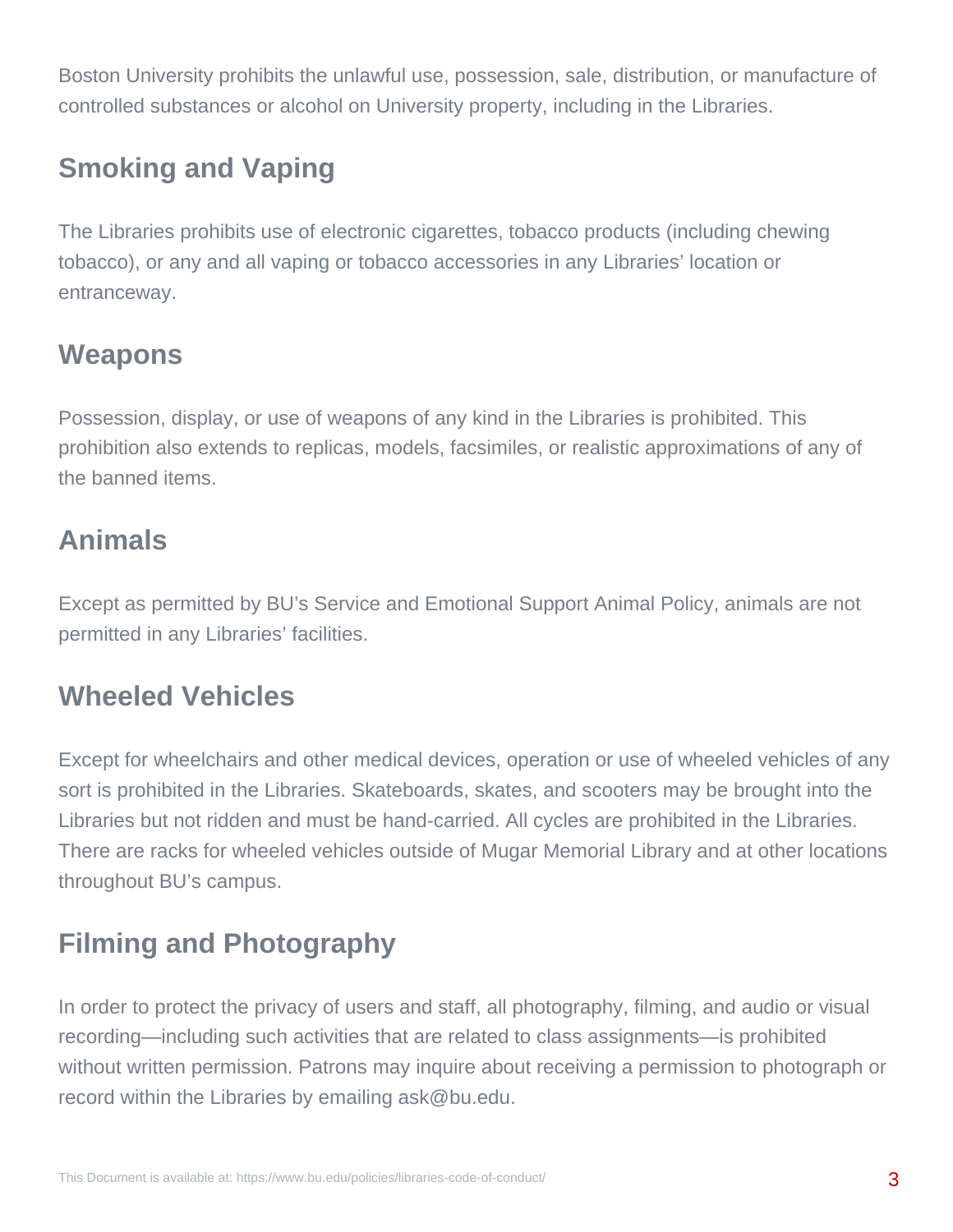Boston University prohibits the unlawful use, possession, sale, distribution, or manufacture of controlled substances or alcohol on University property, including in the Libraries.

## Smoking and Vaping

The Libraries prohibits use of electronic cigarettes, tobacco products (including chewing tobacco), or any and all vaping or tobacco accessories in any Libraries' location or entranceway.

## Weapons

Possession, display, or use of weapons of any kind in the Libraries is prohibited. This prohibition also extends to replicas, models, facsimiles, or realistic approximations of any of the banned items.

## Animals

Except as permitted by BU's Service and Emotional Support Animal Policy, animals are not permitted in any Libraries' facilities.

## Wheeled Vehicles

Except for wheelchairs and other medical devices, operation or use of wheeled vehicles of any sort is prohibited in the Libraries. Skateboards, skates, and scooters may be brought into the Libraries but not ridden and must be hand-carried. All cycles are prohibited in the Libraries. There are racks for wheeled vehicles outside of Mugar Memorial Library and at other locations throughout BU's campus.

## Filming and Photography

In order to protect the privacy of users and staff, all photography, filming, and audio or visual recording—including such activities that are related to class assignments—is prohibited without written permission. Patrons may inquire about receiving a permission to photograph or record within the Libraries by emailing ask@bu.edu.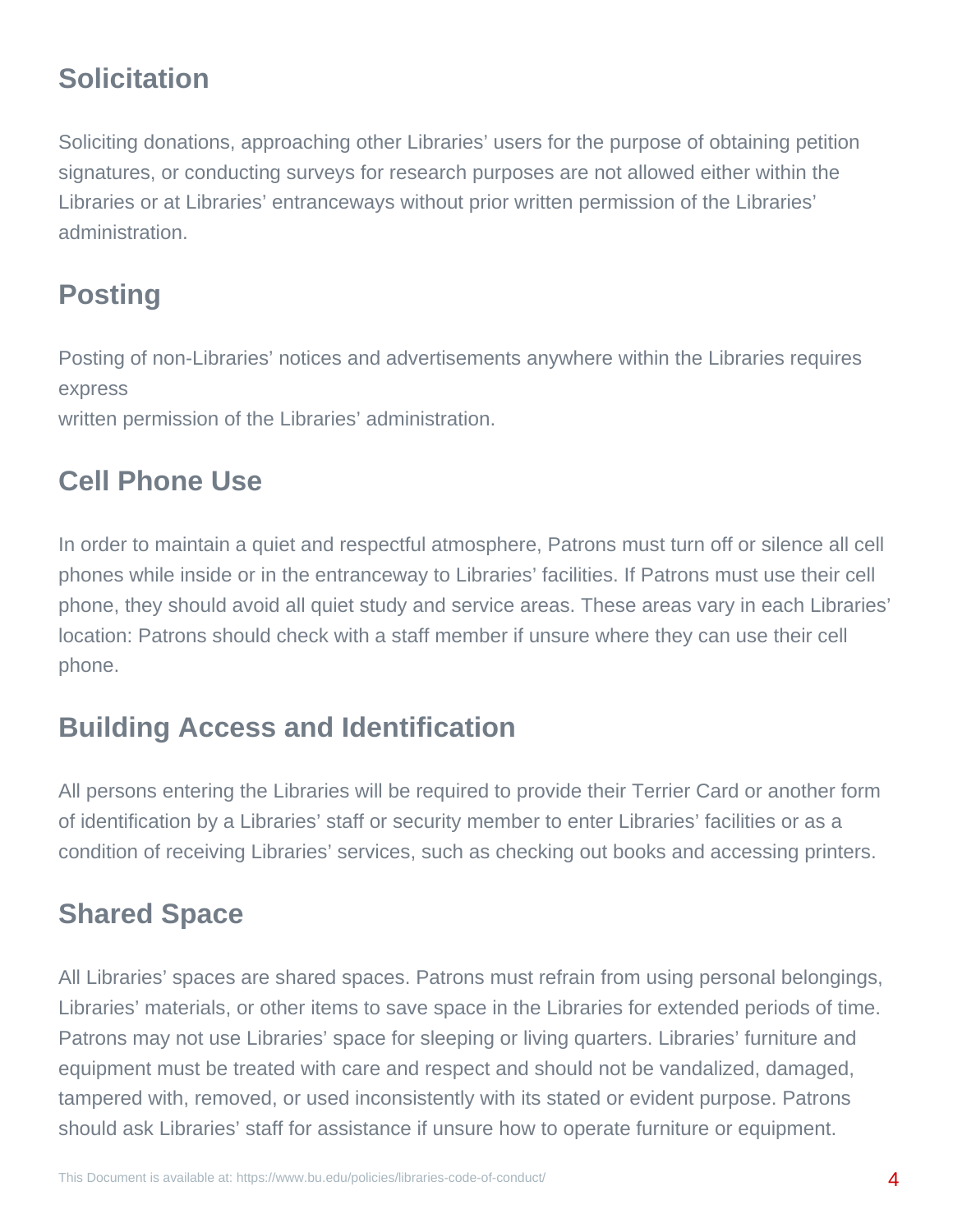## Solicitation

Soliciting donations, approaching other Libraries' users for the purpose of obtaining petition signatures, or conducting surveys for research purposes are not allowed either within the Libraries or at Libraries' entranceways without prior written permission of the Libraries' administration.

## Posting

Posting of non-Libraries' notices and advertisements anywhere within the Libraries requires express written permission of the Libraries' administration.

## Cell Phone Use

In order to maintain a quiet and respectful atmosphere, Patrons must turn off or silence all cell phones while inside or in the entranceway to Libraries' facilities. If Patrons must use their cell phone, they should avoid all quiet study and service areas. These areas vary in each Libraries' location: Patrons should check with a staff member if unsure where they can use their cell phone.

## Building Access and Identification

All persons entering the Libraries will be required to provide their Terrier Card or another form of identification by a Libraries' staff or security member to enter Libraries' facilities or as a condition of receiving Libraries' services, such as checking out books and accessing printers.

## Shared Space

All Libraries' spaces are shared spaces. Patrons must refrain from using personal belongings, Libraries' materials, or other items to save space in the Libraries for extended periods of time. Patrons may not use Libraries' space for sleeping or living quarters. Libraries' furniture and equipment must be treated with care and respect and should not be vandalized, damaged, tampered with, removed, or used inconsistently with its stated or evident purpose. Patrons should ask Libraries' staff for assistance if unsure how to operate furniture or equipment.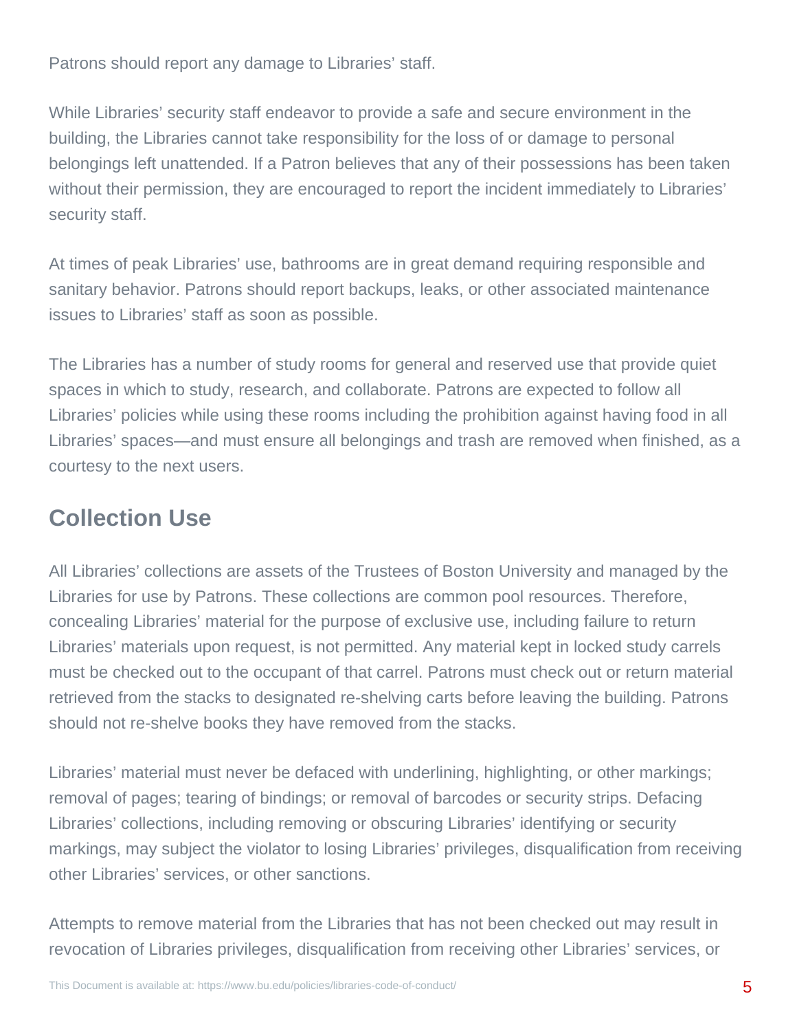Patrons should report any damage to Libraries' staff.

While Libraries' security staff endeavor to provide a safe and secure environment in the building, the Libraries cannot take responsibility for the loss of or damage to personal belongings left unattended. If a Patron believes that any of their possessions has been taken without their permission, they are encouraged to report the incident immediately to Libraries' security staff.

At times of peak Libraries' use, bathrooms are in great demand requiring responsible and sanitary behavior. Patrons should report backups, leaks, or other associated maintenance issues to Libraries' staff as soon as possible.

The Libraries has a number of study rooms for general and reserved use that provide quiet spaces in which to study, research, and collaborate. Patrons are expected to follow all Libraries' policies while using these rooms including the prohibition against having food in all Libraries' spaces—and must ensure all belongings and trash are removed when finished, as a courtesy to the next users.

## Collection Use

All Libraries' collections are assets of the Trustees of Boston University and managed by the Libraries for use by Patrons. These collections are common pool resources. Therefore, concealing Libraries' material for the purpose of exclusive use, including failure to return Libraries' materials upon request, is not permitted. Any material kept in locked study carrels must be checked out to the occupant of that carrel. Patrons must check out or return material retrieved from the stacks to designated re-shelving carts before leaving the building. Patrons should not re-shelve books they have removed from the stacks.

Libraries' material must never be defaced with underlining, highlighting, or other markings; removal of pages; tearing of bindings; or removal of barcodes or security strips. Defacing Libraries' collections, including removing or obscuring Libraries' identifying or security markings, may subject the violator to losing Libraries' privileges, disqualification from receiving other Libraries' services, or other sanctions.

Attempts to remove material from the Libraries that has not been checked out may result in revocation of Libraries privileges, disqualification from receiving other Libraries' services, or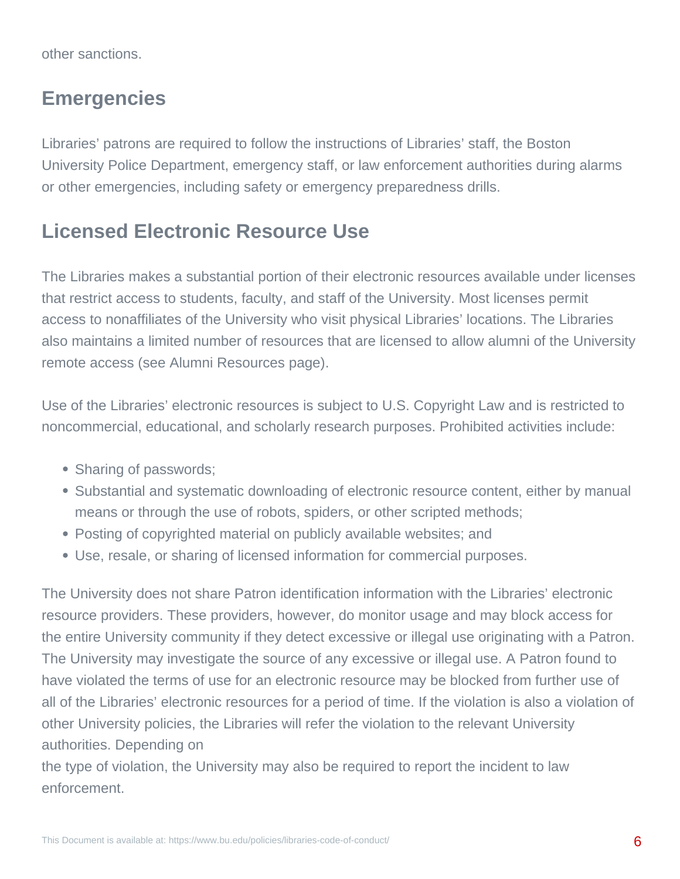other sanctions.

## Emergencies

Libraries' patrons are required to follow the instructions of Libraries' staff, the Boston University Police Department, emergency staff, or law enforcement authorities during alarms or other emergencies, including safety or emergency preparedness drills.

## Licensed Electronic Resource Use

The Libraries makes a substantial portion of their electronic resources available under licenses that restrict access to students, faculty, and staff of the University. Most licenses permit access to nonaffiliates of the University who visit physical Libraries' locations. The Libraries also maintains a limited number of resources that are licensed to allow alumni of the University remote access (see Alumni Resources page).

Use of the Libraries' electronic resources is subject to U.S. Copyright Law and is restricted to noncommercial, educational, and scholarly research purposes. Prohibited activities include:

- Sharing of passwords;
- Substantial and systematic downloading of electronic resource content, either by manual means or through the use of robots, spiders, or other scripted methods;
- Posting of copyrighted material on publicly available websites; and
- Use, resale, or sharing of licensed information for commercial purposes.

The University does not share Patron identification information with the Libraries' electronic resource providers. These providers, however, do monitor usage and may block access for the entire University community if they detect excessive or illegal use originating with a Patron. The University may investigate the source of any excessive or illegal use. A Patron found to have violated the terms of use for an electronic resource may be blocked from further use of all of the Libraries' electronic resources for a period of time. If the violation is also a violation of other University policies, the Libraries will refer the violation to the relevant University authorities. Depending on the type of violation, the University may also be required to report the incident to law enforcement.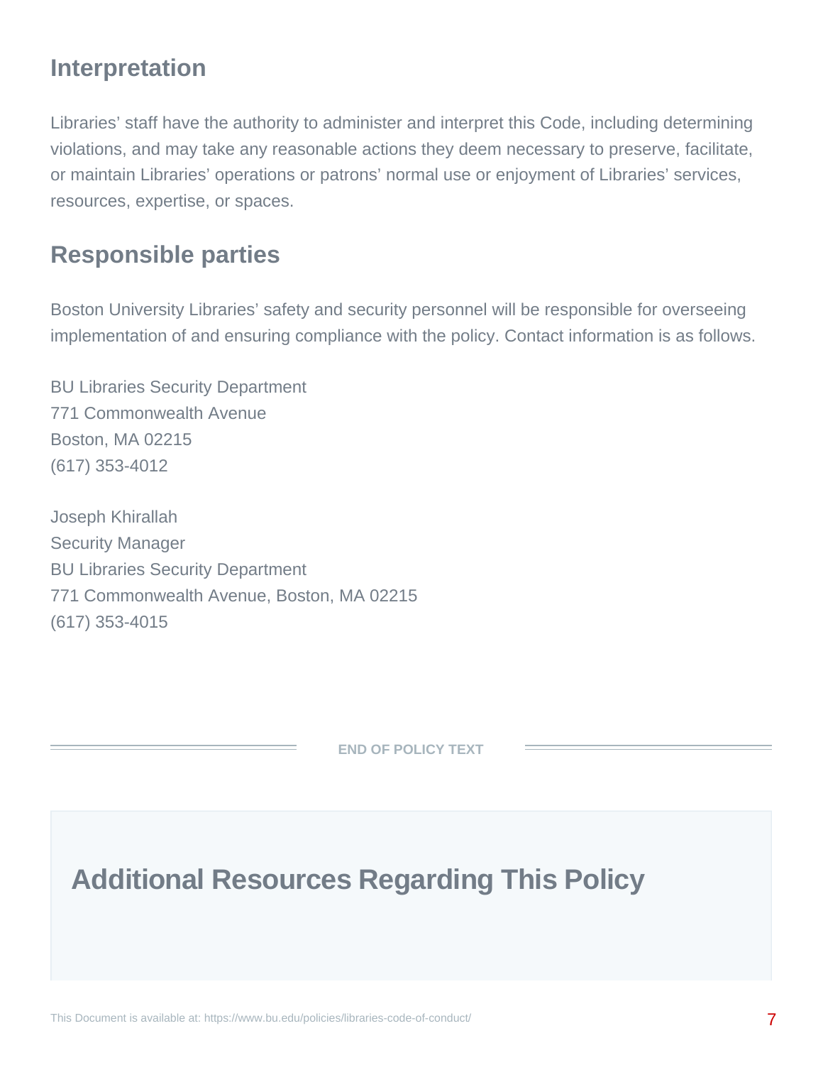## Interpretation

Libraries' staff have the authority to administer and interpret this Code, including determining violations, and may take any reasonable actions they deem necessary to preserve, facilitate, or maintain Libraries' operations or patrons' normal use or enjoyment of Libraries' services, resources, expertise, or spaces.

## Responsible parties

Boston University Libraries' safety and security personnel will be responsible for overseeing implementation of and ensuring compliance with the policy. Contact information is as follows.

BU Libraries Security Department
771 Commonwealth Avenue
Boston, MA 02215
(617) 353-4012

Joseph Khirallah
Security Manager
BU Libraries Security Department
771 Commonwealth Avenue, Boston, MA 02215
(617) 353-4015

**END OF POLICY TEXT**

## Additional Resources Regarding This Policy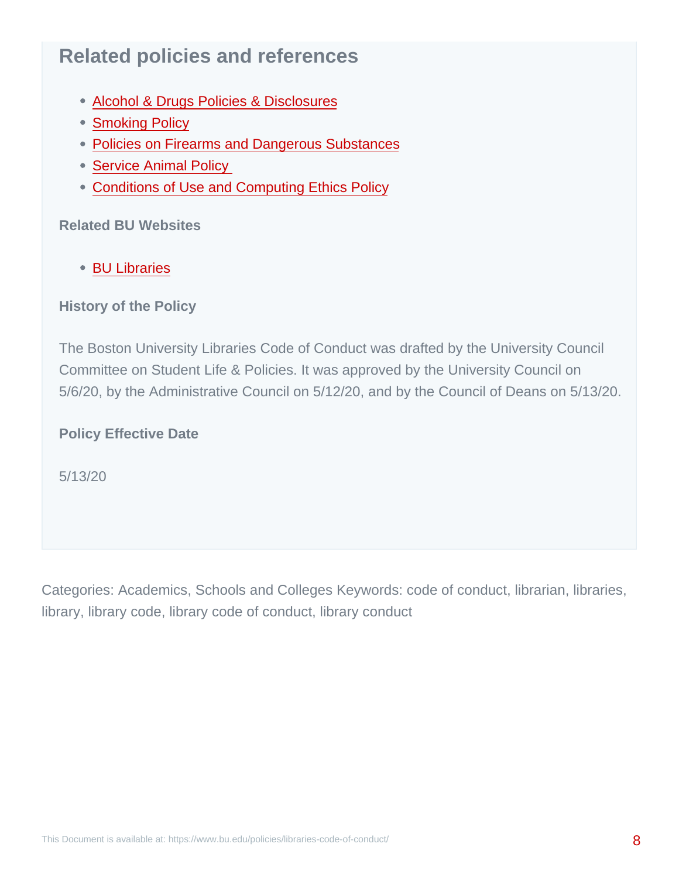## Related policies and references

- Alcohol & Drugs Policies & Disclosures
- Smoking Policy
- Policies on Firearms and Dangerous Substances
- Service Animal Policy
- Conditions of Use and Computing Ethics Policy

### Related BU Websites

- BU Libraries

### History of the Policy

The Boston University Libraries Code of Conduct was drafted by the University Council Committee on Student Life & Policies. It was approved by the University Council on 5/6/20, by the Administrative Council on 5/12/20, and by the Council of Deans on 5/13/20.

### Policy Effective Date

5/13/20

Categories: Academics, Schools and Colleges Keywords: code of conduct, librarian, libraries, library, library code, library code of conduct, library conduct

This Document is available at: https://www.bu.edu/policies/libraries-code-of-conduct/